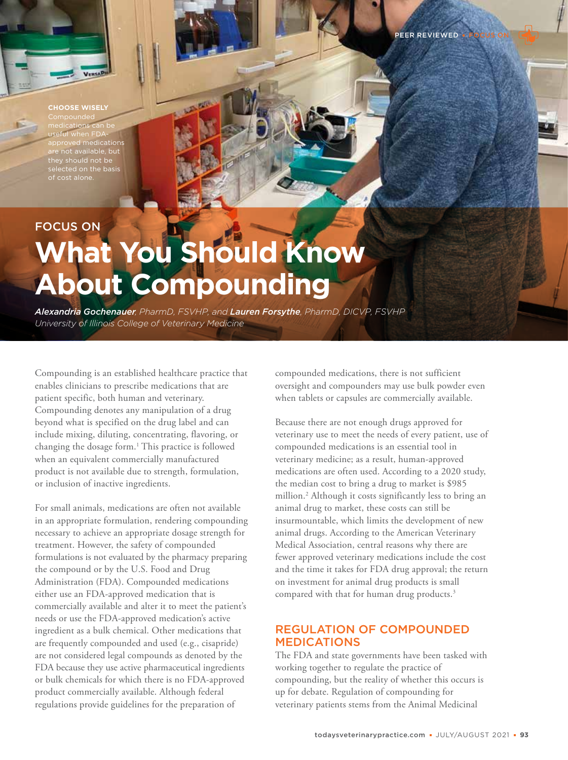**CHOOSE WISELY** Compounded medications can be useful when FDA-approved medications are not available, but they should not be selected on the basis of cost alone.

FOCUS ON

# What You Should Know About Compounding

***Alexandria Gochenauer***, *PharmD, FSVHP, and* ***Lauren Forsythe***, *PharmD, DICVP, FSVHP*
*University of Illinois College of Veterinary Medicine*

Compounding is an established healthcare practice that enables clinicians to prescribe medications that are patient specific, both human and veterinary. Compounding denotes any manipulation of a drug beyond what is specified on the drug label and can include mixing, diluting, concentrating, flavoring, or changing the dosage form.[1] This practice is followed when an equivalent commercially manufactured product is not available due to strength, formulation, or inclusion of inactive ingredients.

For small animals, medications are often not available in an appropriate formulation, rendering compounding necessary to achieve an appropriate dosage strength for treatment. However, the safety of compounded formulations is not evaluated by the pharmacy preparing the compound or by the U.S. Food and Drug Administration (FDA). Compounded medications either use an FDA-approved medication that is commercially available and alter it to meet the patient's needs or use the FDA-approved medication's active ingredient as a bulk chemical. Other medications that are frequently compounded and used (e.g., cisapride) are not considered legal compounds as denoted by the FDA because they use active pharmaceutical ingredients or bulk chemicals for which there is no FDA-approved product commercially available. Although federal regulations provide guidelines for the preparation of compounded medications, there is not sufficient oversight and compounders may use bulk powder even when tablets or capsules are commercially available.

Because there are not enough drugs approved for veterinary use to meet the needs of every patient, use of compounded medications is an essential tool in veterinary medicine; as a result, human-approved medications are often used. According to a 2020 study, the median cost to bring a drug to market is $985 million.[2] Although it costs significantly less to bring an animal drug to market, these costs can still be insurmountable, which limits the development of new animal drugs. According to the American Veterinary Medical Association, central reasons why there are fewer approved veterinary medications include the cost and the time it takes for FDA drug approval; the return on investment for animal drug products is small compared with that for human drug products.[3]

## REGULATION OF COMPOUNDED MEDICATIONS

The FDA and state governments have been tasked with working together to regulate the practice of compounding, but the reality of whether this occurs is up for debate. Regulation of compounding for veterinary patients stems from the Animal Medicinal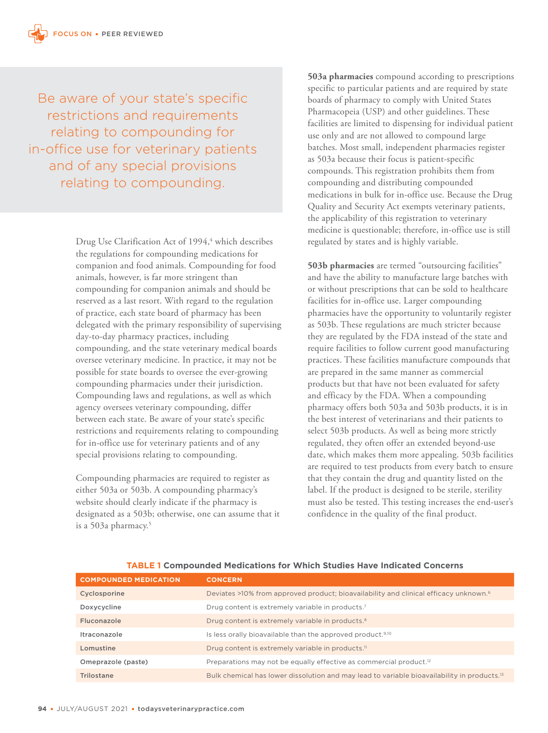> Be aware of your state's specific restrictions and requirements relating to compounding for in-office use for veterinary patients and of any special provisions relating to compounding.

Drug Use Clarification Act of 1994,[4] which describes the regulations for compounding medications for companion and food animals. Compounding for food animals, however, is far more stringent than compounding for companion animals and should be reserved as a last resort. With regard to the regulation of practice, each state board of pharmacy has been delegated with the primary responsibility of supervising day-to-day pharmacy practices, including compounding, and the state veterinary medical boards oversee veterinary medicine. In practice, it may not be possible for state boards to oversee the ever-growing compounding pharmacies under their jurisdiction. Compounding laws and regulations, as well as which agency oversees veterinary compounding, differ between each state. Be aware of your state's specific restrictions and requirements relating to compounding for in-office use for veterinary patients and of any special provisions relating to compounding.

Compounding pharmacies are required to register as either 503a or 503b. A compounding pharmacy's website should clearly indicate if the pharmacy is designated as a 503b; otherwise, one can assume that it is a 503a pharmacy.[5]

**503a pharmacies** compound according to prescriptions specific to particular patients and are required by state boards of pharmacy to comply with United States Pharmacopeia (USP) and other guidelines. These facilities are limited to dispensing for individual patient use only and are not allowed to compound large batches. Most small, independent pharmacies register as 503a because their focus is patient-specific compounds. This registration prohibits them from compounding and distributing compounded medications in bulk for in-office use. Because the Drug Quality and Security Act exempts veterinary patients, the applicability of this registration to veterinary medicine is questionable; therefore, in-office use is still regulated by states and is highly variable.

**503b pharmacies** are termed "outsourcing facilities" and have the ability to manufacture large batches with or without prescriptions that can be sold to healthcare facilities for in-office use. Larger compounding pharmacies have the opportunity to voluntarily register as 503b. These regulations are much stricter because they are regulated by the FDA instead of the state and require facilities to follow current good manufacturing practices. These facilities manufacture compounds that are prepared in the same manner as commercial products but that have not been evaluated for safety and efficacy by the FDA. When a compounding pharmacy offers both 503a and 503b products, it is in the best interest of veterinarians and their patients to select 503b products. As well as being more strictly regulated, they often offer an extended beyond-use date, which makes them more appealing. 503b facilities are required to test products from every batch to ensure that they contain the drug and quantity listed on the label. If the product is designed to be sterile, sterility must also be tested. This testing increases the end-user's confidence in the quality of the final product.

**TABLE 1 Compounded Medications for Which Studies Have Indicated Concerns**

| COMPOUNDED MEDICATION | CONCERN |
|---|---|
| Cyclosporine | Deviates >10% from approved product; bioavailability and clinical efficacy unknown.[6] |
| Doxycycline | Drug content is extremely variable in products.[7] |
| Fluconazole | Drug content is extremely variable in products.[8] |
| Itraconazole | Is less orally bioavailable than the approved product.[9,10] |
| Lomustine | Drug content is extremely variable in products.[11] |
| Omeprazole (paste) | Preparations may not be equally effective as commercial product.[12] |
| Trilostane | Bulk chemical has lower dissolution and may lead to variable bioavailability in products.[13] |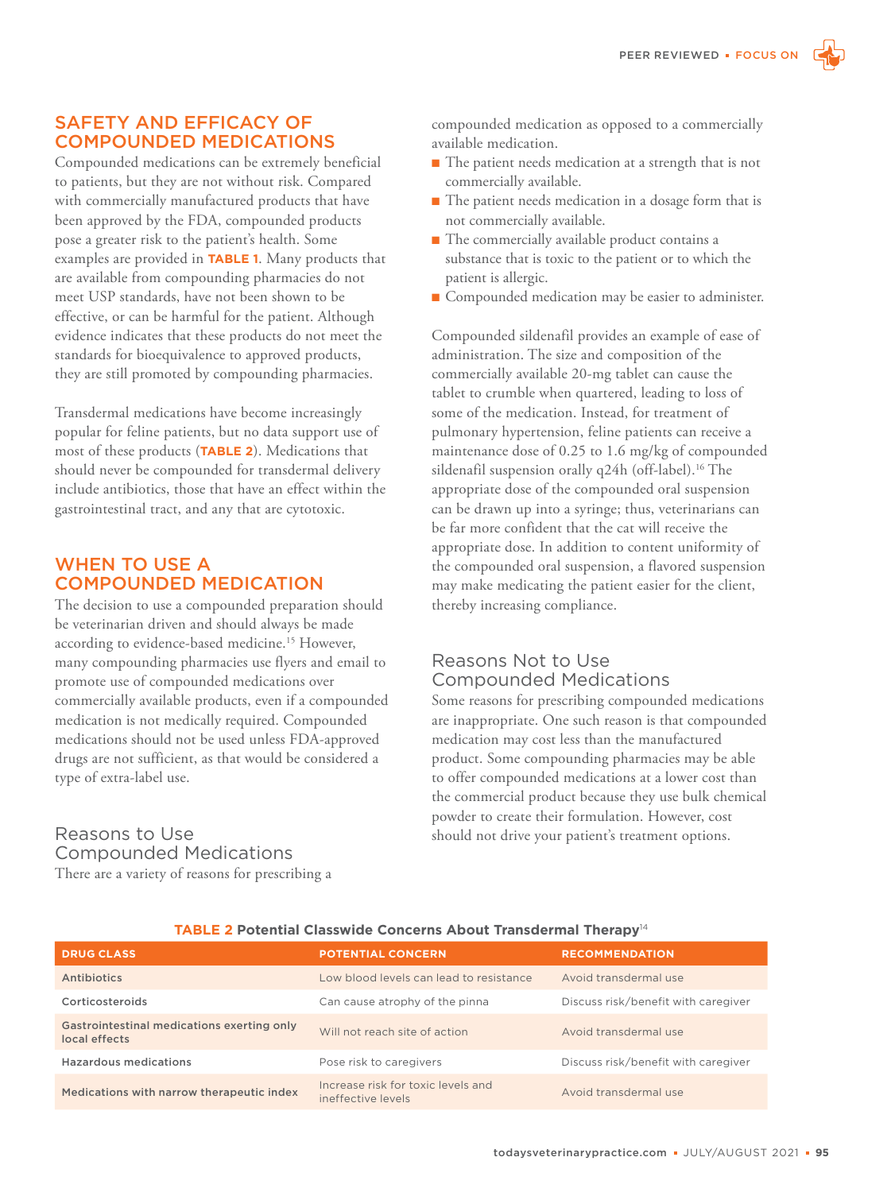## SAFETY AND EFFICACY OF COMPOUNDED MEDICATIONS

Compounded medications can be extremely beneficial to patients, but they are not without risk. Compared with commercially manufactured products that have been approved by the FDA, compounded products pose a greater risk to the patient's health. Some examples are provided in **TABLE 1**. Many products that are available from compounding pharmacies do not meet USP standards, have not been shown to be effective, or can be harmful for the patient. Although evidence indicates that these products do not meet the standards for bioequivalence to approved products, they are still promoted by compounding pharmacies.

Transdermal medications have become increasingly popular for feline patients, but no data support use of most of these products (**TABLE 2**). Medications that should never be compounded for transdermal delivery include antibiotics, those that have an effect within the gastrointestinal tract, and any that are cytotoxic.

## WHEN TO USE A COMPOUNDED MEDICATION

The decision to use a compounded preparation should be veterinarian driven and should always be made according to evidence-based medicine.[15] However, many compounding pharmacies use flyers and email to promote use of compounded medications over commercially available products, even if a compounded medication is not medically required. Compounded medications should not be used unless FDA-approved drugs are not sufficient, as that would be considered a type of extra-label use.

### Reasons to Use Compounded Medications

There are a variety of reasons for prescribing a compounded medication as opposed to a commercially available medication.

- The patient needs medication at a strength that is not commercially available.
- The patient needs medication in a dosage form that is not commercially available.
- The commercially available product contains a substance that is toxic to the patient or to which the patient is allergic.
- Compounded medication may be easier to administer.

Compounded sildenafil provides an example of ease of administration. The size and composition of the commercially available 20-mg tablet can cause the tablet to crumble when quartered, leading to loss of some of the medication. Instead, for treatment of pulmonary hypertension, feline patients can receive a maintenance dose of 0.25 to 1.6 mg/kg of compounded sildenafil suspension orally q24h (off-label).[16] The appropriate dose of the compounded oral suspension can be drawn up into a syringe; thus, veterinarians can be far more confident that the cat will receive the appropriate dose. In addition to content uniformity of the compounded oral suspension, a flavored suspension may make medicating the patient easier for the client, thereby increasing compliance.

### Reasons Not to Use Compounded Medications

Some reasons for prescribing compounded medications are inappropriate. One such reason is that compounded medication may cost less than the manufactured product. Some compounding pharmacies may be able to offer compounded medications at a lower cost than the commercial product because they use bulk chemical powder to create their formulation. However, cost should not drive your patient's treatment options.

**TABLE 2 Potential Classwide Concerns About Transdermal Therapy**[14]

| DRUG CLASS | POTENTIAL CONCERN | RECOMMENDATION |
|---|---|---|
| Antibiotics | Low blood levels can lead to resistance | Avoid transdermal use |
| Corticosteroids | Can cause atrophy of the pinna | Discuss risk/benefit with caregiver |
| Gastrointestinal medications exerting only local effects | Will not reach site of action | Avoid transdermal use |
| Hazardous medications | Pose risk to caregivers | Discuss risk/benefit with caregiver |
| Medications with narrow therapeutic index | Increase risk for toxic levels and ineffective levels | Avoid transdermal use |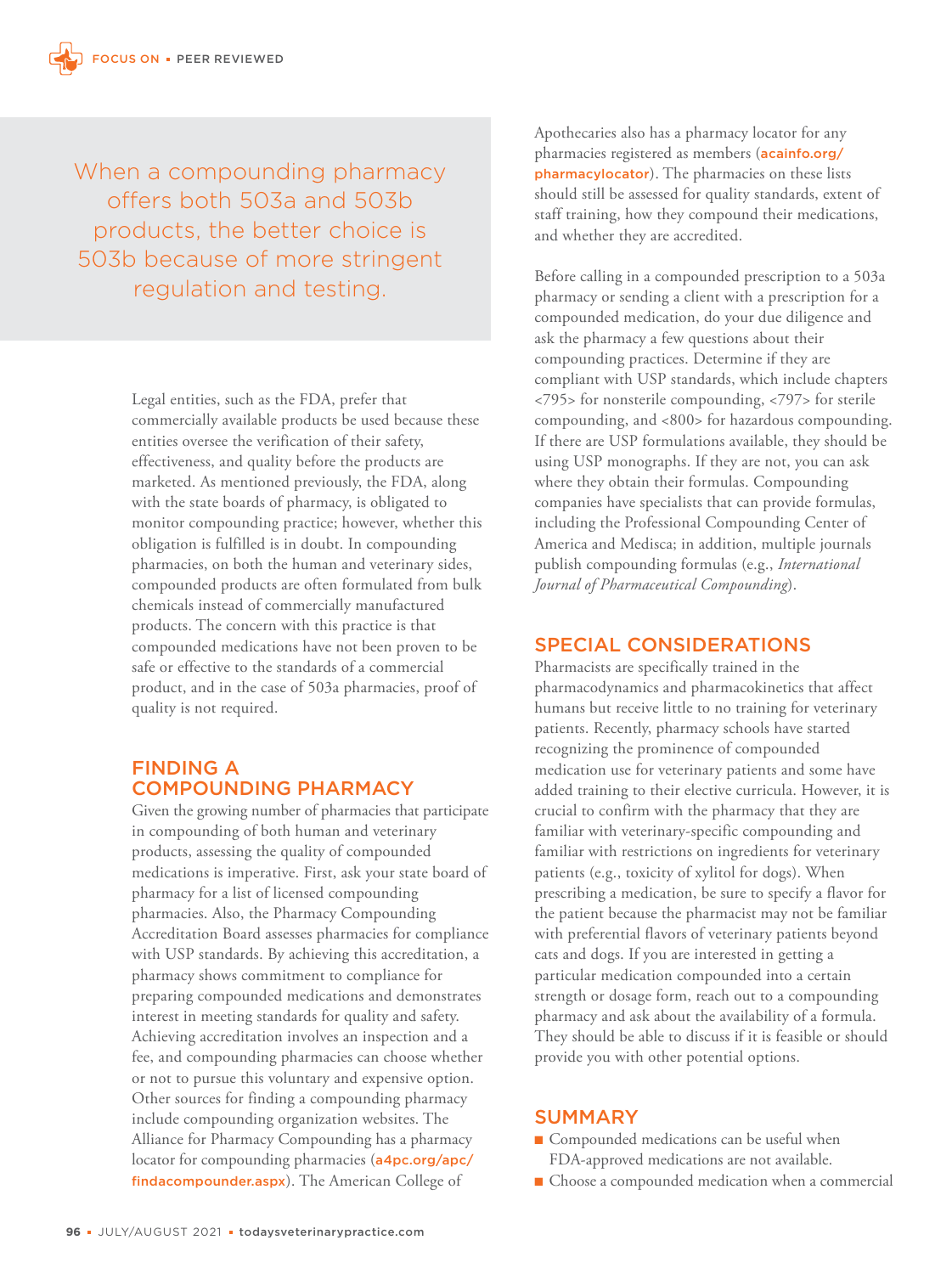> When a compounding pharmacy offers both 503a and 503b products, the better choice is 503b because of more stringent regulation and testing.

Legal entities, such as the FDA, prefer that commercially available products be used because these entities oversee the verification of their safety, effectiveness, and quality before the products are marketed. As mentioned previously, the FDA, along with the state boards of pharmacy, is obligated to monitor compounding practice; however, whether this obligation is fulfilled is in doubt. In compounding pharmacies, on both the human and veterinary sides, compounded products are often formulated from bulk chemicals instead of commercially manufactured products. The concern with this practice is that compounded medications have not been proven to be safe or effective to the standards of a commercial product, and in the case of 503a pharmacies, proof of quality is not required.

## FINDING A COMPOUNDING PHARMACY

Given the growing number of pharmacies that participate in compounding of both human and veterinary products, assessing the quality of compounded medications is imperative. First, ask your state board of pharmacy for a list of licensed compounding pharmacies. Also, the Pharmacy Compounding Accreditation Board assesses pharmacies for compliance with USP standards. By achieving this accreditation, a pharmacy shows commitment to compliance for preparing compounded medications and demonstrates interest in meeting standards for quality and safety. Achieving accreditation involves an inspection and a fee, and compounding pharmacies can choose whether or not to pursue this voluntary and expensive option. Other sources for finding a compounding pharmacy include compounding organization websites. The Alliance for Pharmacy Compounding has a pharmacy locator for compounding pharmacies (a4pc.org/apc/findacompounder.aspx). The American College of Apothecaries also has a pharmacy locator for any pharmacies registered as members (acainfo.org/pharmacylocator). The pharmacies on these lists should still be assessed for quality standards, extent of staff training, how they compound their medications, and whether they are accredited.

Before calling in a compounded prescription to a 503a pharmacy or sending a client with a prescription for a compounded medication, do your due diligence and ask the pharmacy a few questions about their compounding practices. Determine if they are compliant with USP standards, which include chapters <795> for nonsterile compounding, <797> for sterile compounding, and <800> for hazardous compounding. If there are USP formulations available, they should be using USP monographs. If they are not, you can ask where they obtain their formulas. Compounding companies have specialists that can provide formulas, including the Professional Compounding Center of America and Medisca; in addition, multiple journals publish compounding formulas (e.g., *International Journal of Pharmaceutical Compounding*).

## SPECIAL CONSIDERATIONS

Pharmacists are specifically trained in the pharmacodynamics and pharmacokinetics that affect humans but receive little to no training for veterinary patients. Recently, pharmacy schools have started recognizing the prominence of compounded medication use for veterinary patients and some have added training to their elective curricula. However, it is crucial to confirm with the pharmacy that they are familiar with veterinary-specific compounding and familiar with restrictions on ingredients for veterinary patients (e.g., toxicity of xylitol for dogs). When prescribing a medication, be sure to specify a flavor for the patient because the pharmacist may not be familiar with preferential flavors of veterinary patients beyond cats and dogs. If you are interested in getting a particular medication compounded into a certain strength or dosage form, reach out to a compounding pharmacy and ask about the availability of a formula. They should be able to discuss if it is feasible or should provide you with other potential options.

## SUMMARY

- Compounded medications can be useful when FDA-approved medications are not available.
- Choose a compounded medication when a commercial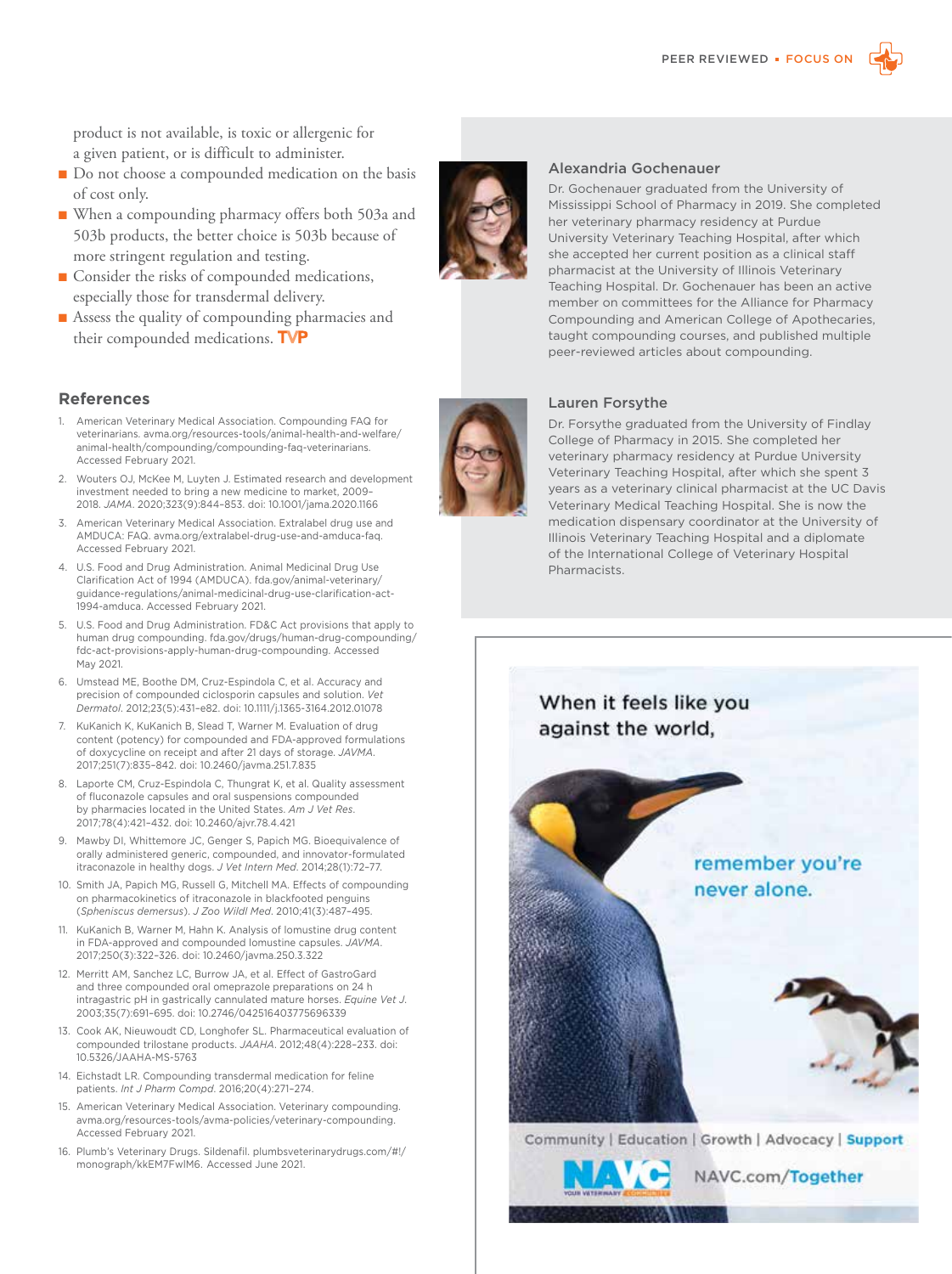product is not available, is toxic or allergenic for a given patient, or is difficult to administer.

- Do not choose a compounded medication on the basis of cost only.
- When a compounding pharmacy offers both 503a and 503b products, the better choice is 503b because of more stringent regulation and testing.
- Consider the risks of compounded medications, especially those for transdermal delivery.
- Assess the quality of compounding pharmacies and their compounded medications. TVP

## References

1. American Veterinary Medical Association. Compounding FAQ for veterinarians. avma.org/resources-tools/animal-health-and-welfare/animal-health/compounding/compounding-faq-veterinarians. Accessed February 2021.
2. Wouters OJ, McKee M, Luyten J. Estimated research and development investment needed to bring a new medicine to market, 2009–2018. *JAMA*. 2020;323(9):844-853. doi: 10.1001/jama.2020.1166
3. American Veterinary Medical Association. Extralabel drug use and AMDUCA: FAQ. avma.org/extralabel-drug-use-and-amduca-faq. Accessed February 2021.
4. U.S. Food and Drug Administration. Animal Medicinal Drug Use Clarification Act of 1994 (AMDUCA). fda.gov/animal-veterinary/guidance-regulations/animal-medicinal-drug-use-clarification-act-1994-amduca. Accessed February 2021.
5. U.S. Food and Drug Administration. FD&C Act provisions that apply to human drug compounding. fda.gov/drugs/human-drug-compounding/fdc-act-provisions-apply-human-drug-compounding. Accessed May 2021.
6. Umstead ME, Boothe DM, Cruz-Espindola C, et al. Accuracy and precision of compounded ciclosporin capsules and solution. *Vet Dermatol*. 2012;23(5):431–e82. doi: 10.1111/j.1365-3164.2012.01078
7. KuKanich K, KuKanich B, Slead T, Warner M. Evaluation of drug content (potency) for compounded and FDA-approved formulations of doxycycline on receipt and after 21 days of storage. *JAVMA*. 2017;251(7):835–842. doi: 10.2460/javma.251.7.835
8. Laporte CM, Cruz-Espindola C, Thungrat K, et al. Quality assessment of fluconazole capsules and oral suspensions compounded by pharmacies located in the United States. *Am J Vet Res*. 2017;78(4):421–432. doi: 10.2460/ajvr.78.4.421
9. Mawby DI, Whittemore JC, Genger S, Papich MG. Bioequivalence of orally administered generic, compounded, and innovator-formulated itraconazole in healthy dogs. *J Vet Intern Med*. 2014;28(1):72–77.
10. Smith JA, Papich MG, Russell G, Mitchell MA. Effects of compounding on pharmacokinetics of itraconazole in blackfooted penguins (*Spheniscus demersus*). *J Zoo Wildl Med*. 2010;41(3):487–495.
11. KuKanich B, Warner M, Hahn K. Analysis of lomustine drug content in FDA-approved and compounded lomustine capsules. *JAVMA*. 2017;250(3):322–326. doi: 10.2460/javma.250.3.322
12. Merritt AM, Sanchez LC, Burrow JA, et al. Effect of GastroGard and three compounded oral omeprazole preparations on 24 h intragastric pH in gastrically cannulated mature horses. *Equine Vet J*. 2003;35(7):691–695. doi: 10.2746/042516403775696339
13. Cook AK, Nieuwoudt CD, Longhofer SL. Pharmaceutical evaluation of compounded trilostane products. *JAAHA*. 2012;48(4):228–233. doi: 10.5326/JAAHA-MS-5763
14. Eichstadt LR. Compounding transdermal medication for feline patients. *Int J Pharm Compd*. 2016;20(4):271–274.
15. American Veterinary Medical Association. Veterinary compounding. avma.org/resources-tools/avma-policies/veterinary-compounding. Accessed February 2021.
16. Plumb's Veterinary Drugs. Sildenafil. plumbsveterinarydrugs.com/#!/monograph/kkEM7FwIM6. Accessed June 2021.

### Alexandria Gochenauer

Dr. Gochenauer graduated from the University of Mississippi School of Pharmacy in 2019. She completed her veterinary pharmacy residency at Purdue University Veterinary Teaching Hospital, after which she accepted her current position as a clinical staff pharmacist at the University of Illinois Veterinary Teaching Hospital. Dr. Gochenauer has been an active member on committees for the Alliance for Pharmacy Compounding and American College of Apothecaries, taught compounding courses, and published multiple peer-reviewed articles about compounding.

### Lauren Forsythe

Dr. Forsythe graduated from the University of Findlay College of Pharmacy in 2015. She completed her veterinary pharmacy residency at Purdue University Veterinary Teaching Hospital, after which she spent 3 years as a veterinary clinical pharmacist at the UC Davis Veterinary Medical Teaching Hospital. She is now the medication dispensary coordinator at the University of Illinois Veterinary Teaching Hospital and a diplomate of the International College of Veterinary Hospital Pharmacists.

When it feels like you against the world,

remember you're never alone.

Community | Education | Growth | Advocacy | Support

NAVC.com/Together